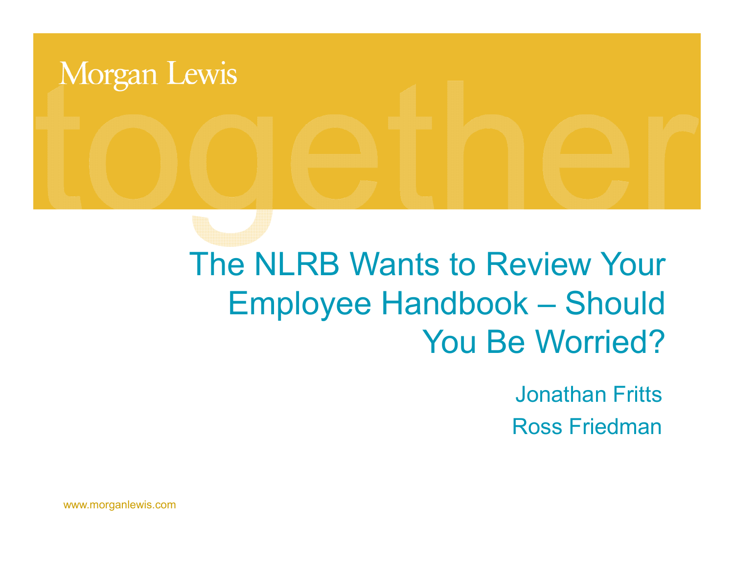Morgan Lewis

# The NLRB Wants to Review Your Employee Handbook – Should You Be Worried?

Jonathan Fritts

Ross Friedman

www.morganlewis.com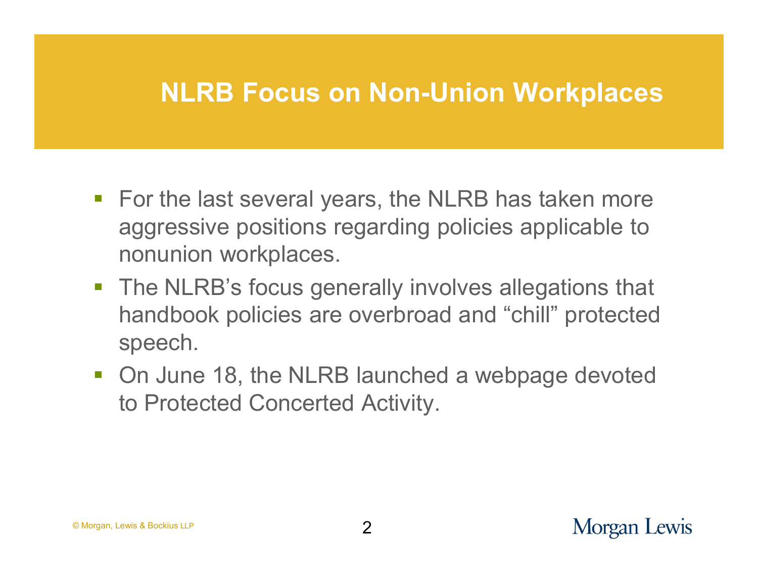# NLRB Focus on Non-Union Workplaces

- For the last several years, the NLRB has taken more aggressive positions regarding policies applicable to nonunion workplaces.
- The NLRB's focus generally involves allegations that handbook policies are overbroad and "chill" protected speech.
- On June 18, the NLRB launched a webpage devoted to Protected Concerted Activity.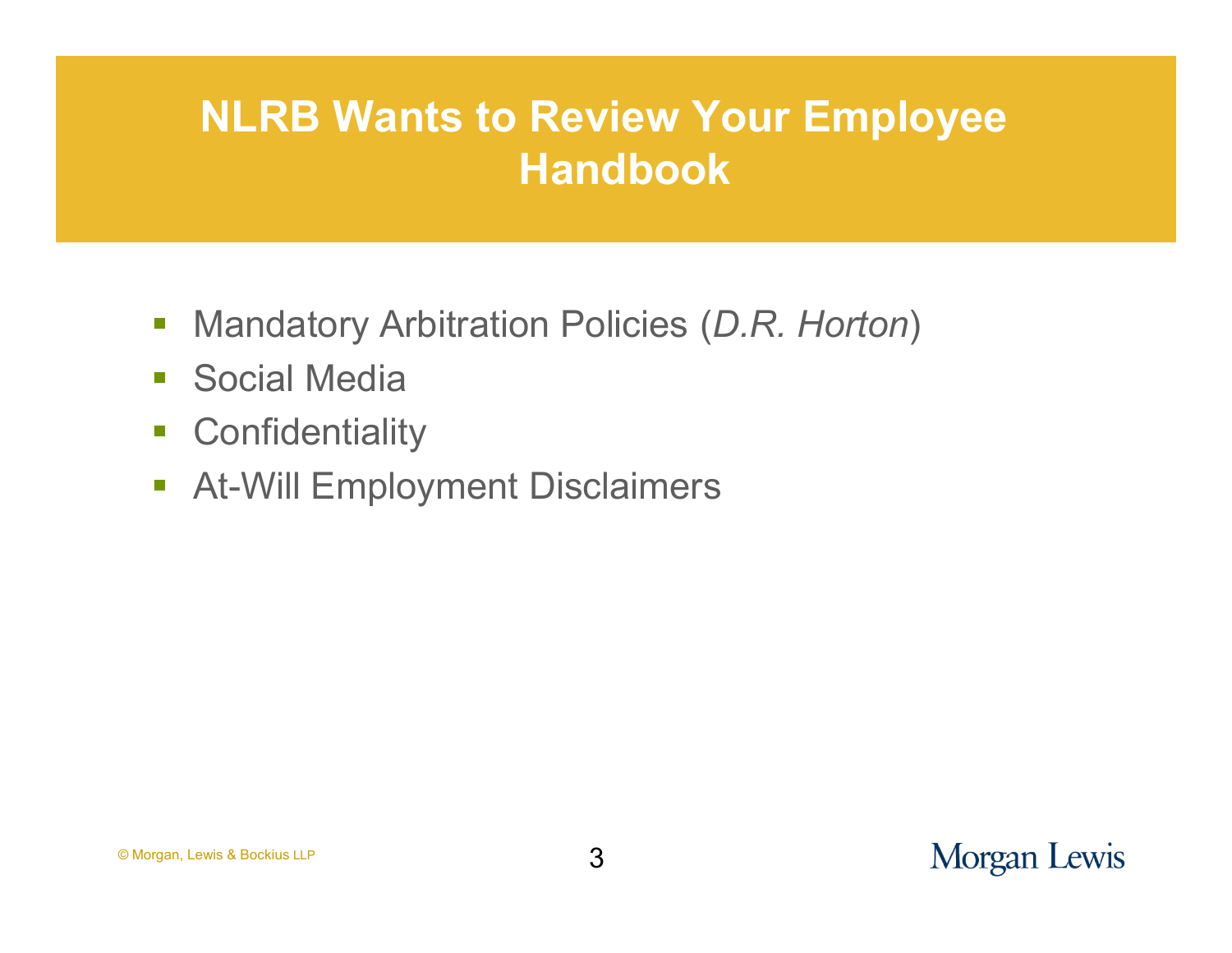# NLRB Wants to Review Your Employee Handbook

- Mandatory Arbitration Policies (*D.R. Horton*)
- Social Media
- Confidentiality
- At-Will Employment Disclaimers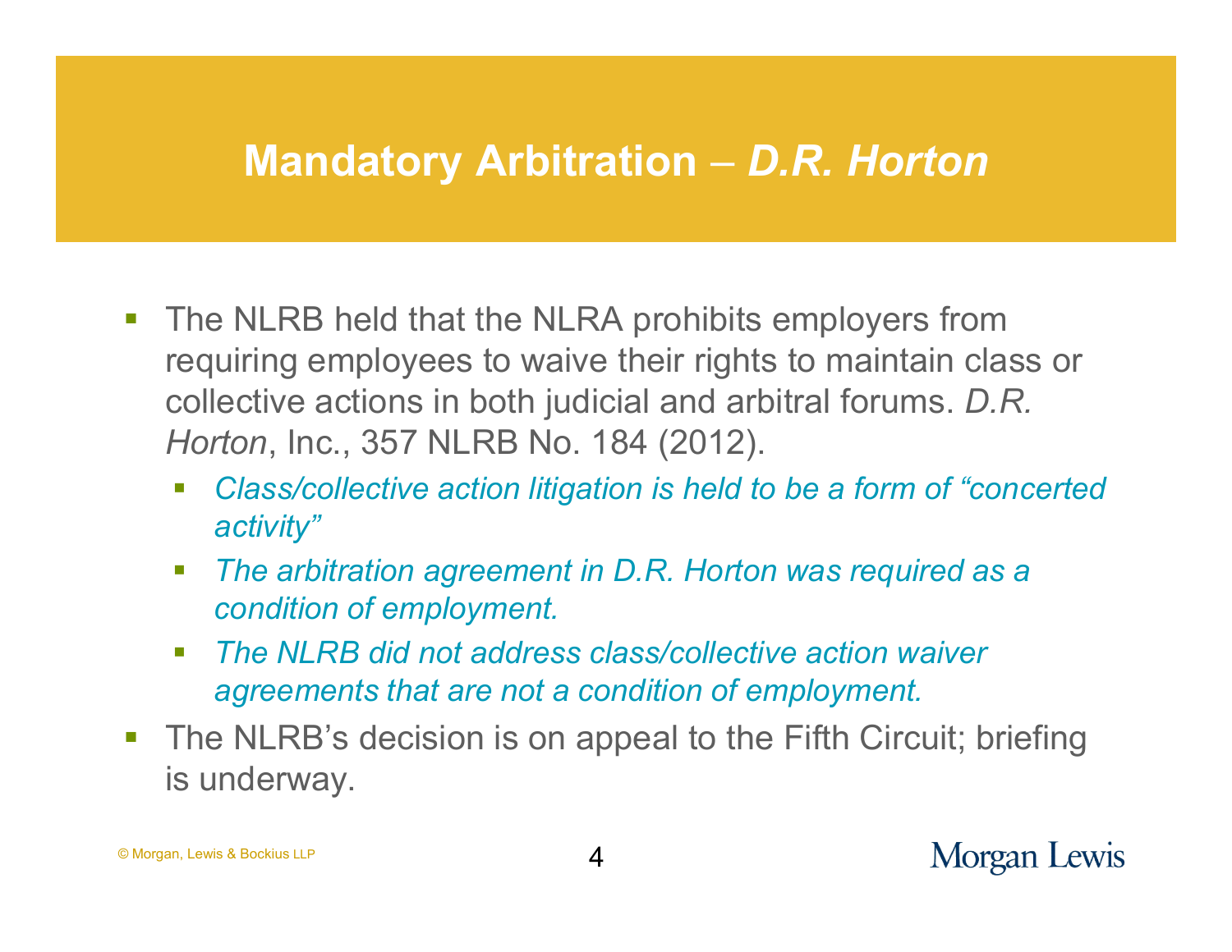# Mandatory Arbitration – *D.R. Horton*

- The NLRB held that the NLRA prohibits employers from requiring employees to waive their rights to maintain class or collective actions in both judicial and arbitral forums. *D.R. Horton*, Inc., 357 NLRB No. 184 (2012).
  - *Class/collective action litigation is held to be a form of "concerted activity"*
  - *The arbitration agreement in D.R. Horton was required as a condition of employment.*
  - *The NLRB did not address class/collective action waiver agreements that are not a condition of employment.*
- The NLRB's decision is on appeal to the Fifth Circuit; briefing is underway.

© Morgan, Lewis & Bockius LLP

Morgan Lewis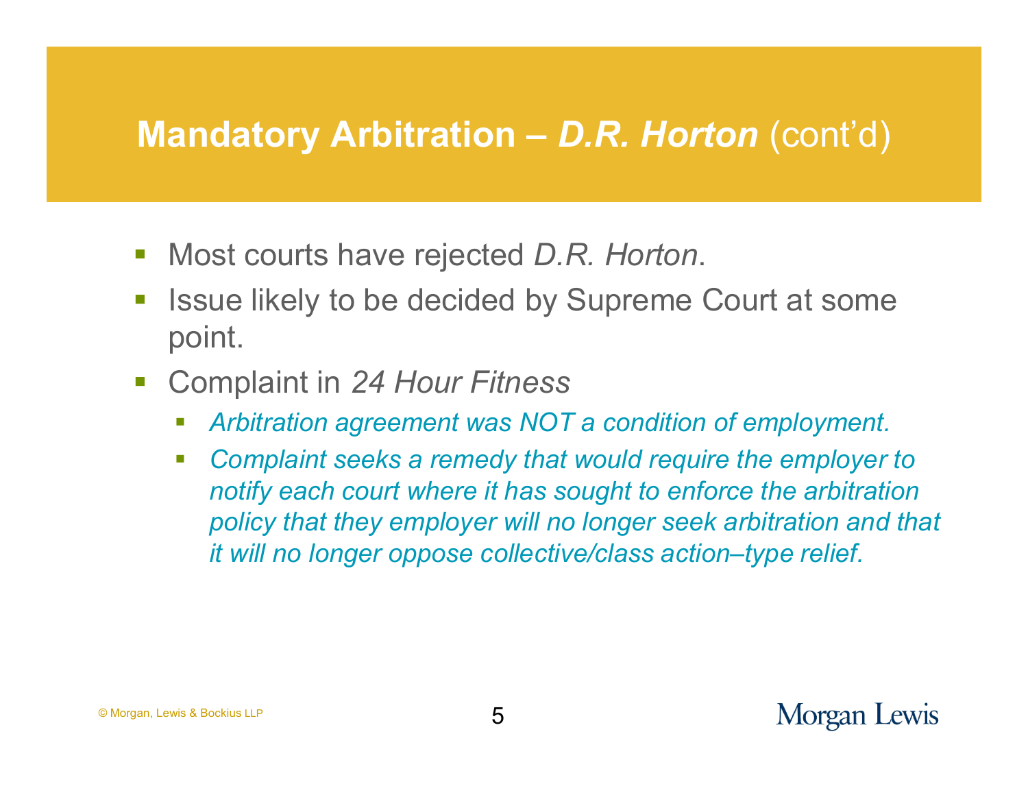# Mandatory Arbitration – *D.R. Horton* (cont'd)

- Most courts have rejected *D.R. Horton*.
- Issue likely to be decided by Supreme Court at some point.
- Complaint in *24 Hour Fitness*
  - *Arbitration agreement was NOT a condition of employment.*
  - *Complaint seeks a remedy that would require the employer to notify each court where it has sought to enforce the arbitration policy that they employer will no longer seek arbitration and that it will no longer oppose collective/class action–type relief.*

© Morgan, Lewis & Bockius LLP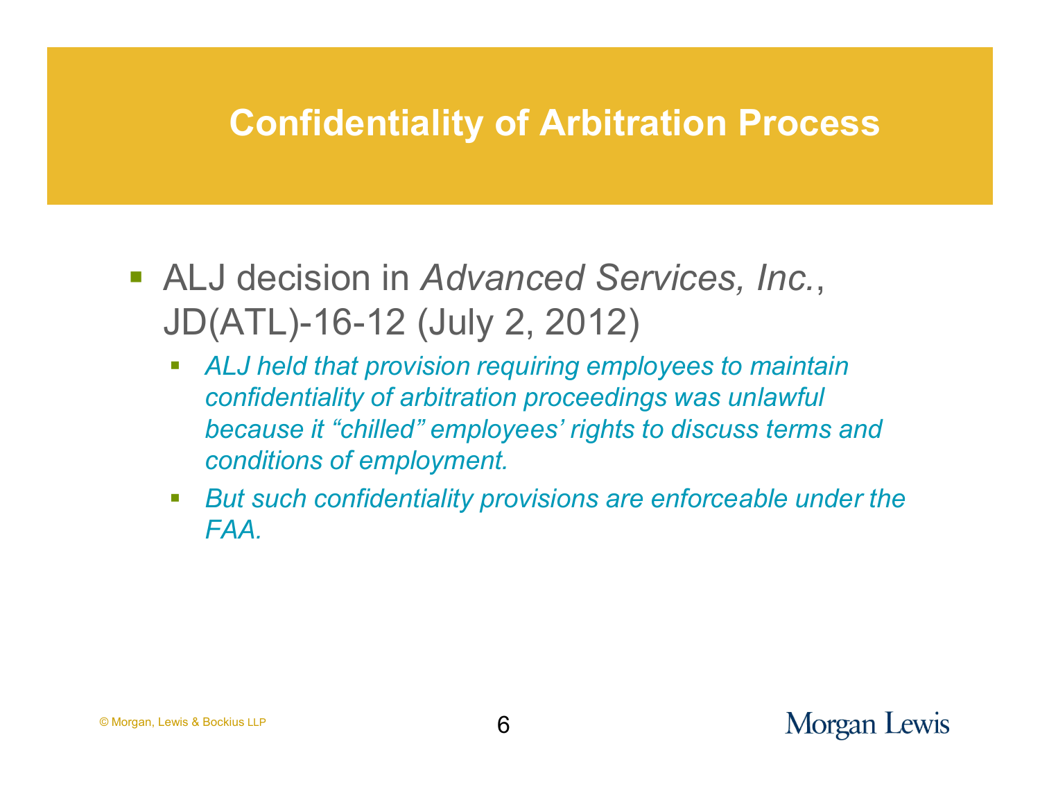# Confidentiality of Arbitration Process

- ALJ decision in *Advanced Services, Inc.*, JD(ATL)-16-12 (July 2, 2012)
  - *ALJ held that provision requiring employees to maintain confidentiality of arbitration proceedings was unlawful because it "chilled" employees' rights to discuss terms and conditions of employment.*
  - *But such confidentiality provisions are enforceable under the FAA.*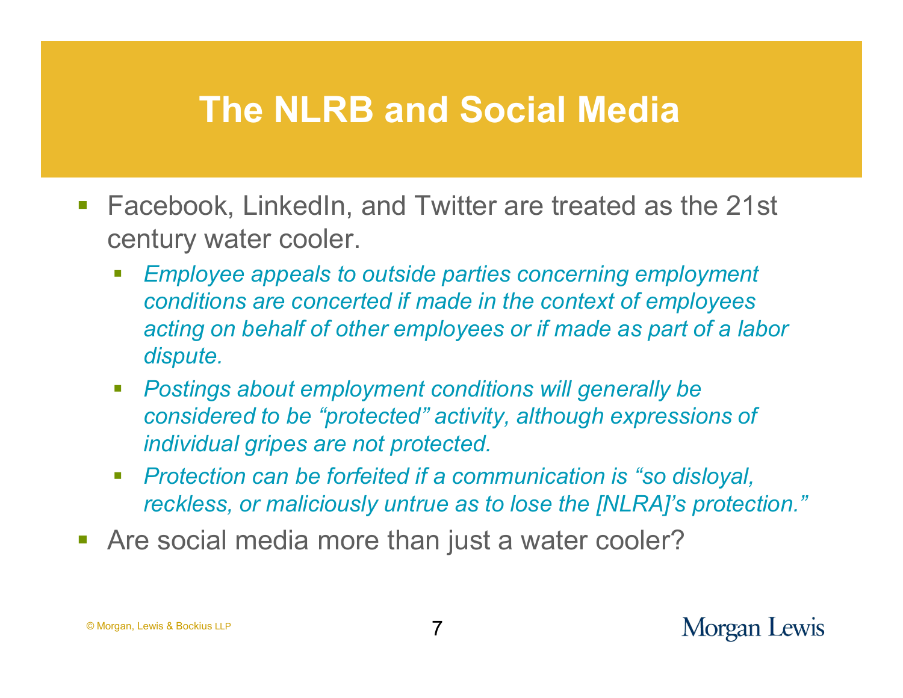# The NLRB and Social Media

- Facebook, LinkedIn, and Twitter are treated as the 21st century water cooler.
  - *Employee appeals to outside parties concerning employment conditions are concerted if made in the context of employees acting on behalf of other employees or if made as part of a labor dispute.*
  - *Postings about employment conditions will generally be considered to be "protected" activity, although expressions of individual gripes are not protected.*
  - *Protection can be forfeited if a communication is "so disloyal, reckless, or maliciously untrue as to lose the [NLRA]'s protection."*
- Are social media more than just a water cooler?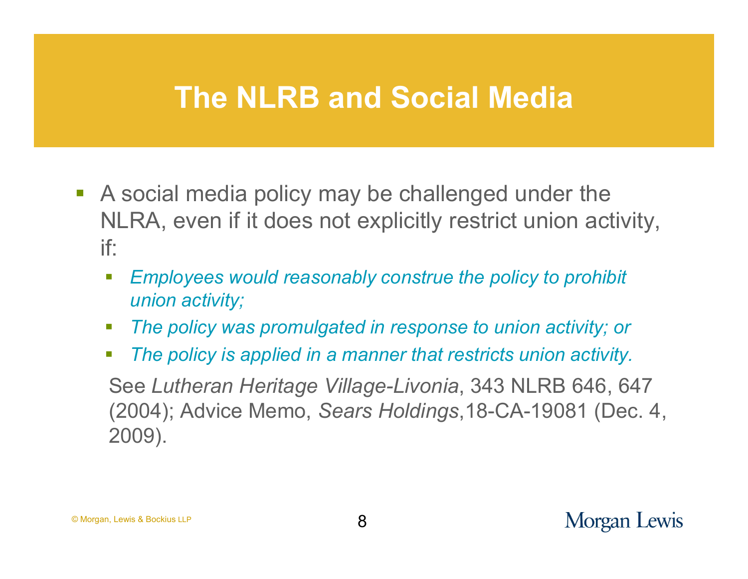# The NLRB and Social Media

- A social media policy may be challenged under the NLRA, even if it does not explicitly restrict union activity, if:
  - *Employees would reasonably construe the policy to prohibit union activity;*
  - *The policy was promulgated in response to union activity; or*
  - *The policy is applied in a manner that restricts union activity.*

  See *Lutheran Heritage Village-Livonia*, 343 NLRB 646, 647 (2004); Advice Memo, *Sears Holdings*,18-CA-19081 (Dec. 4, 2009).

© Morgan, Lewis & Bockius LLP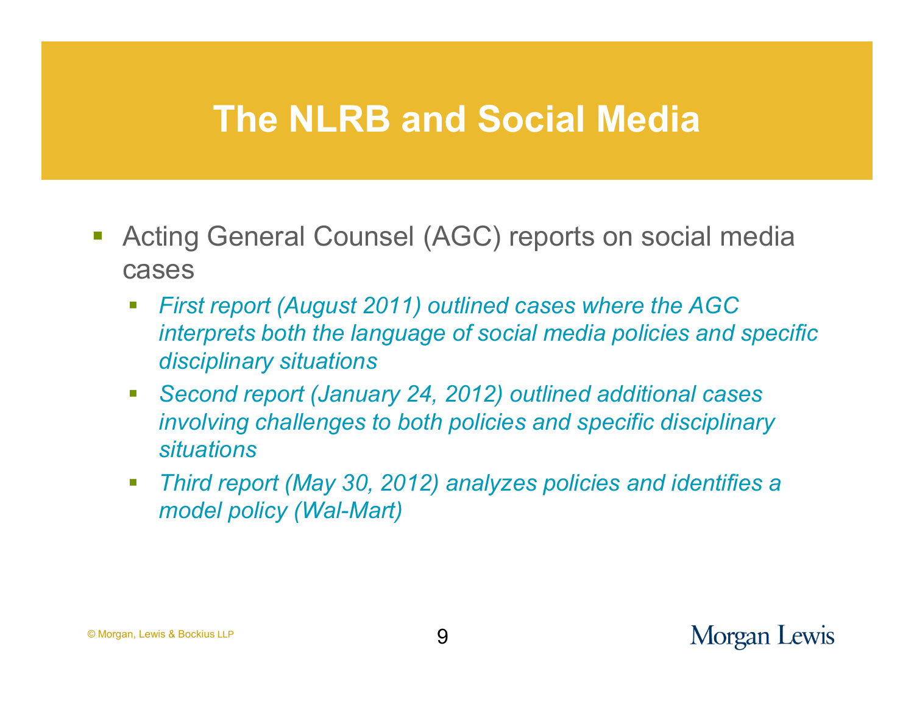# The NLRB and Social Media

- Acting General Counsel (AGC) reports on social media cases
  - *First report (August 2011) outlined cases where the AGC interprets both the language of social media policies and specific disciplinary situations*
  - *Second report (January 24, 2012) outlined additional cases involving challenges to both policies and specific disciplinary situations*
  - *Third report (May 30, 2012) analyzes policies and identifies a model policy (Wal-Mart)*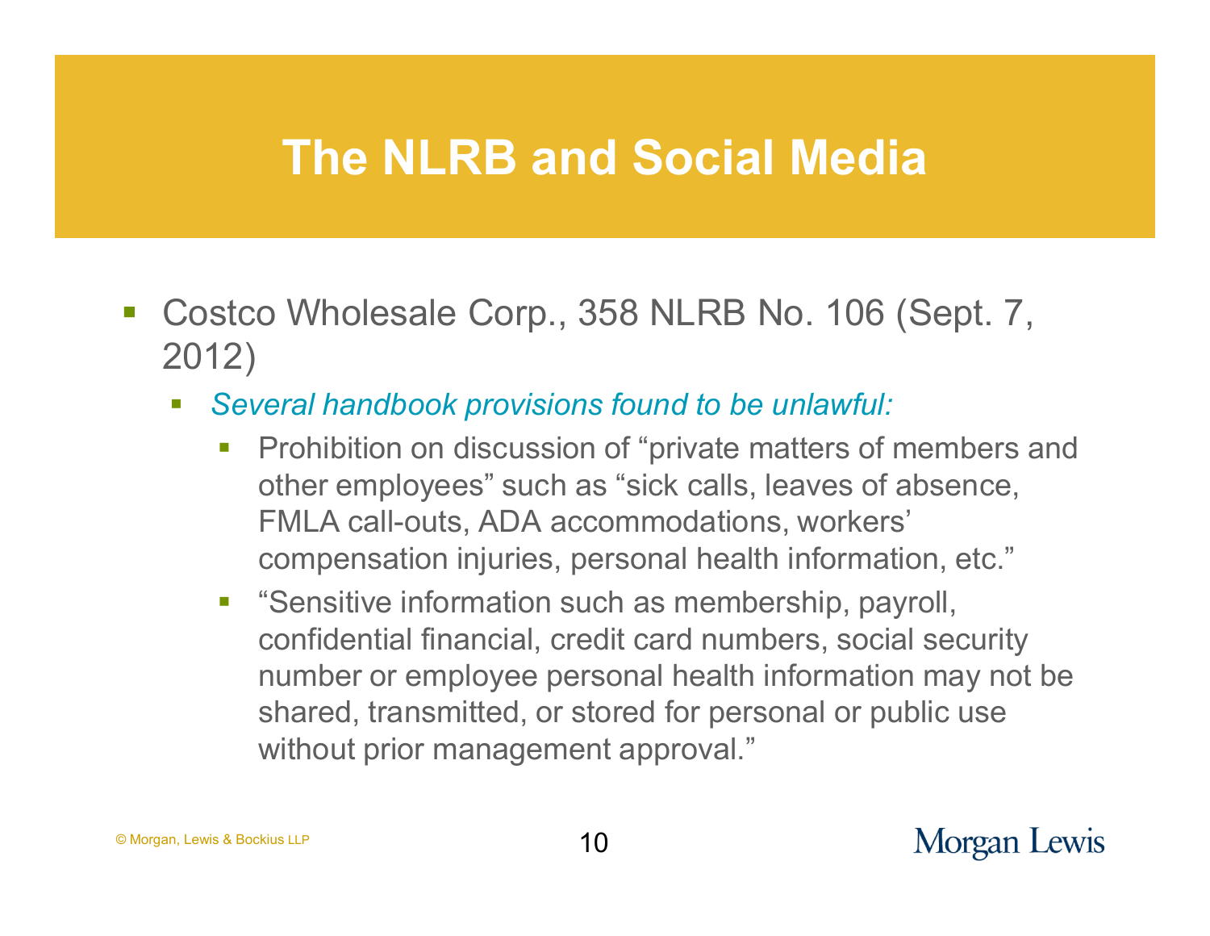# The NLRB and Social Media

- Costco Wholesale Corp., 358 NLRB No. 106 (Sept. 7, 2012)
  - *Several handbook provisions found to be unlawful:*
    - Prohibition on discussion of “private matters of members and other employees” such as “sick calls, leaves of absence, FMLA call-outs, ADA accommodations, workers’ compensation injuries, personal health information, etc.”
    - “Sensitive information such as membership, payroll, confidential financial, credit card numbers, social security number or employee personal health information may not be shared, transmitted, or stored for personal or public use without prior management approval.”

© Morgan, Lewis & Bockius LLP

Morgan Lewis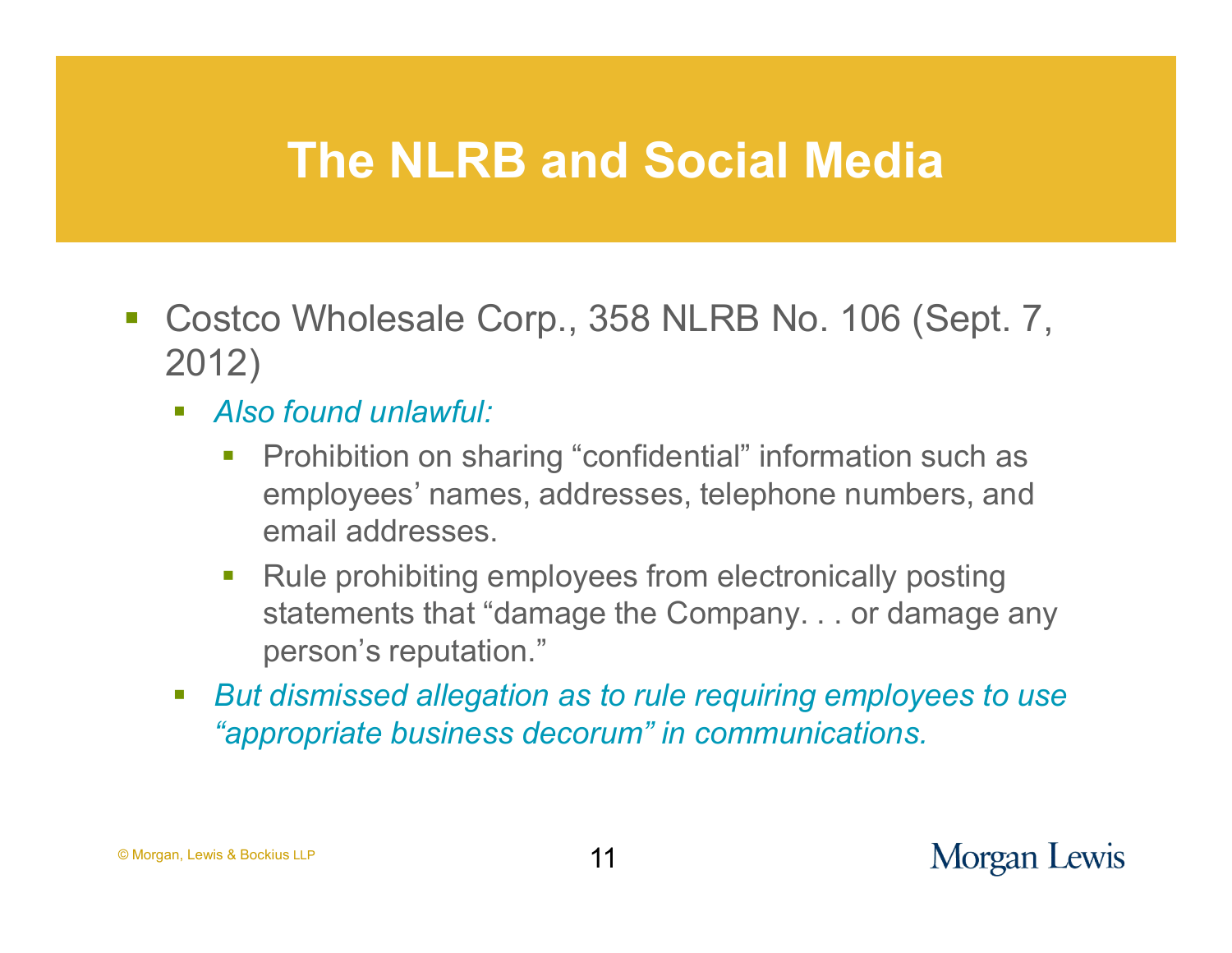# The NLRB and Social Media

- Costco Wholesale Corp., 358 NLRB No. 106 (Sept. 7, 2012)
  - *Also found unlawful:*
    - Prohibition on sharing "confidential" information such as employees' names, addresses, telephone numbers, and email addresses.
    - Rule prohibiting employees from electronically posting statements that "damage the Company. . . or damage any person's reputation."
  - *But dismissed allegation as to rule requiring employees to use "appropriate business decorum" in communications.*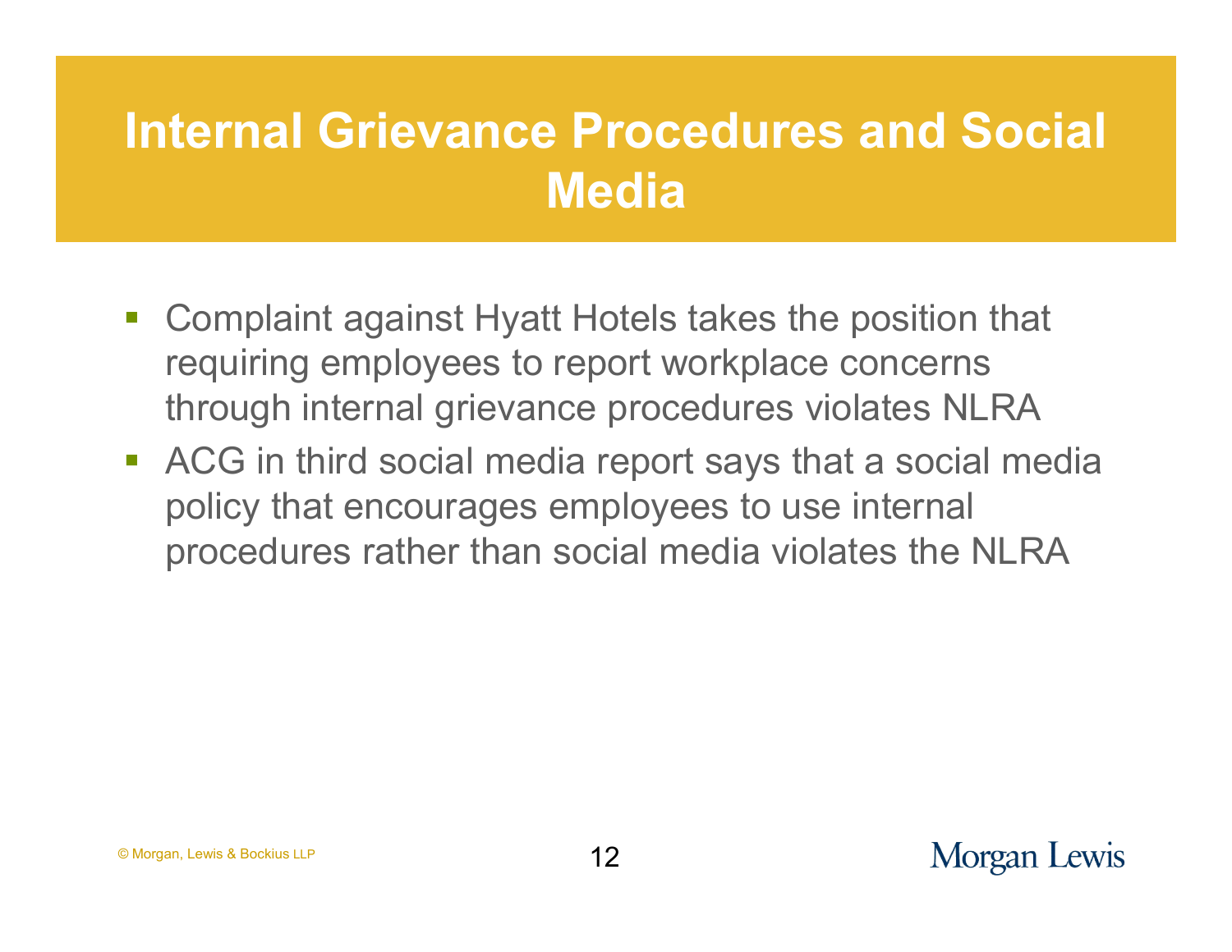# Internal Grievance Procedures and Social Media

- Complaint against Hyatt Hotels takes the position that requiring employees to report workplace concerns through internal grievance procedures violates NLRA
- ACG in third social media report says that a social media policy that encourages employees to use internal procedures rather than social media violates the NLRA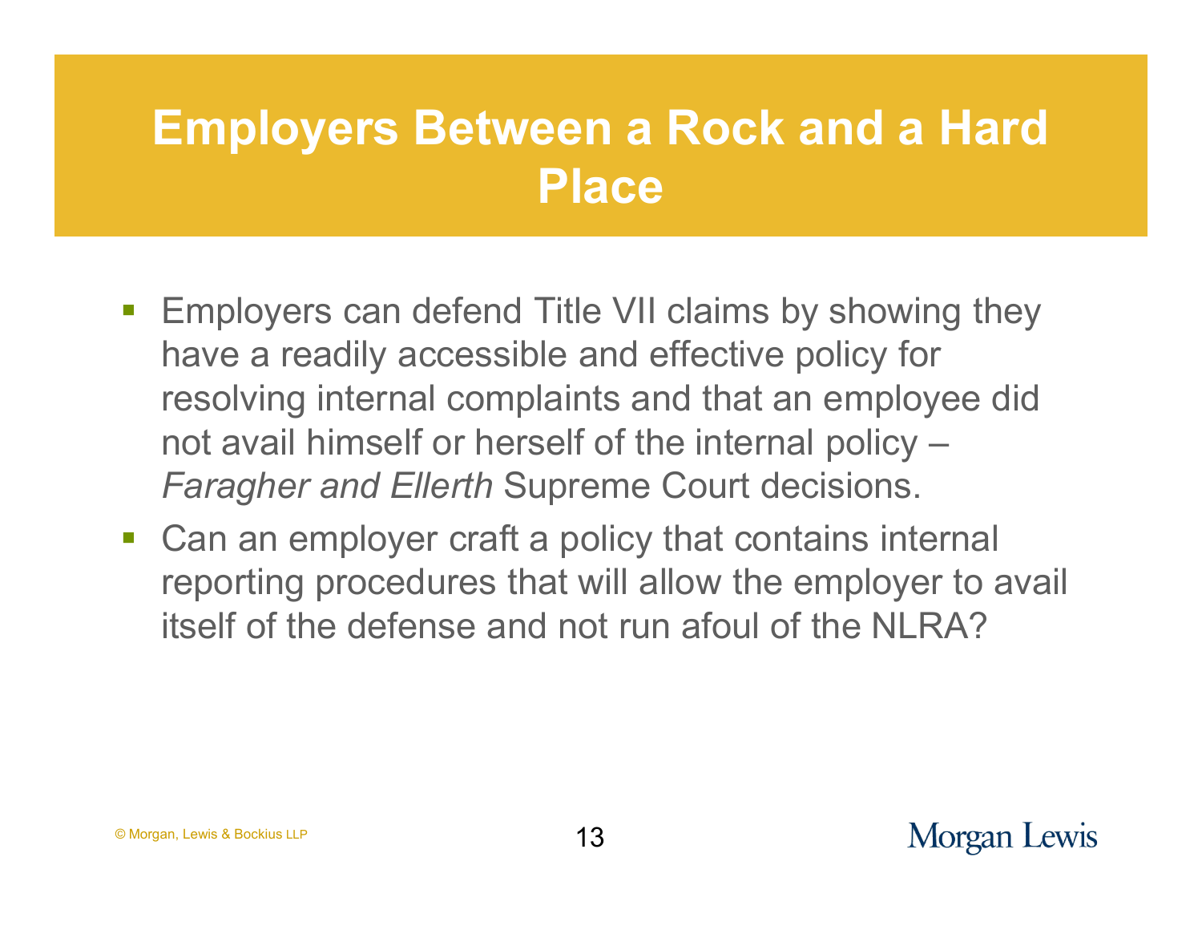# Employers Between a Rock and a Hard Place

- Employers can defend Title VII claims by showing they have a readily accessible and effective policy for resolving internal complaints and that an employee did not avail himself or herself of the internal policy – *Faragher and Ellerth* Supreme Court decisions.
- Can an employer craft a policy that contains internal reporting procedures that will allow the employer to avail itself of the defense and not run afoul of the NLRA?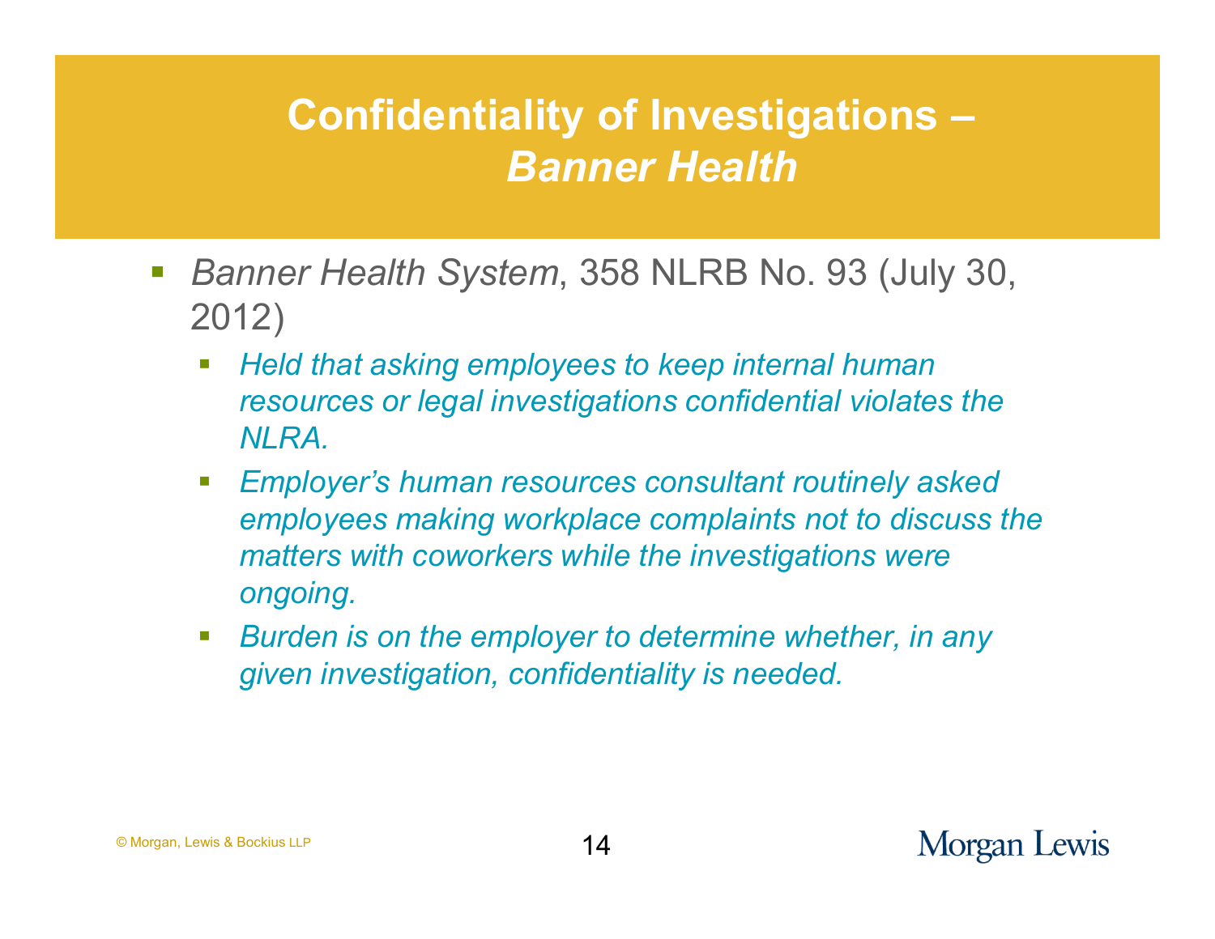# Confidentiality of Investigations – *Banner Health*

- *Banner Health System*, 358 NLRB No. 93 (July 30, 2012)
  - *Held that asking employees to keep internal human resources or legal investigations confidential violates the NLRA.*
  - *Employer's human resources consultant routinely asked employees making workplace complaints not to discuss the matters with coworkers while the investigations were ongoing.*
  - *Burden is on the employer to determine whether, in any given investigation, confidentiality is needed.*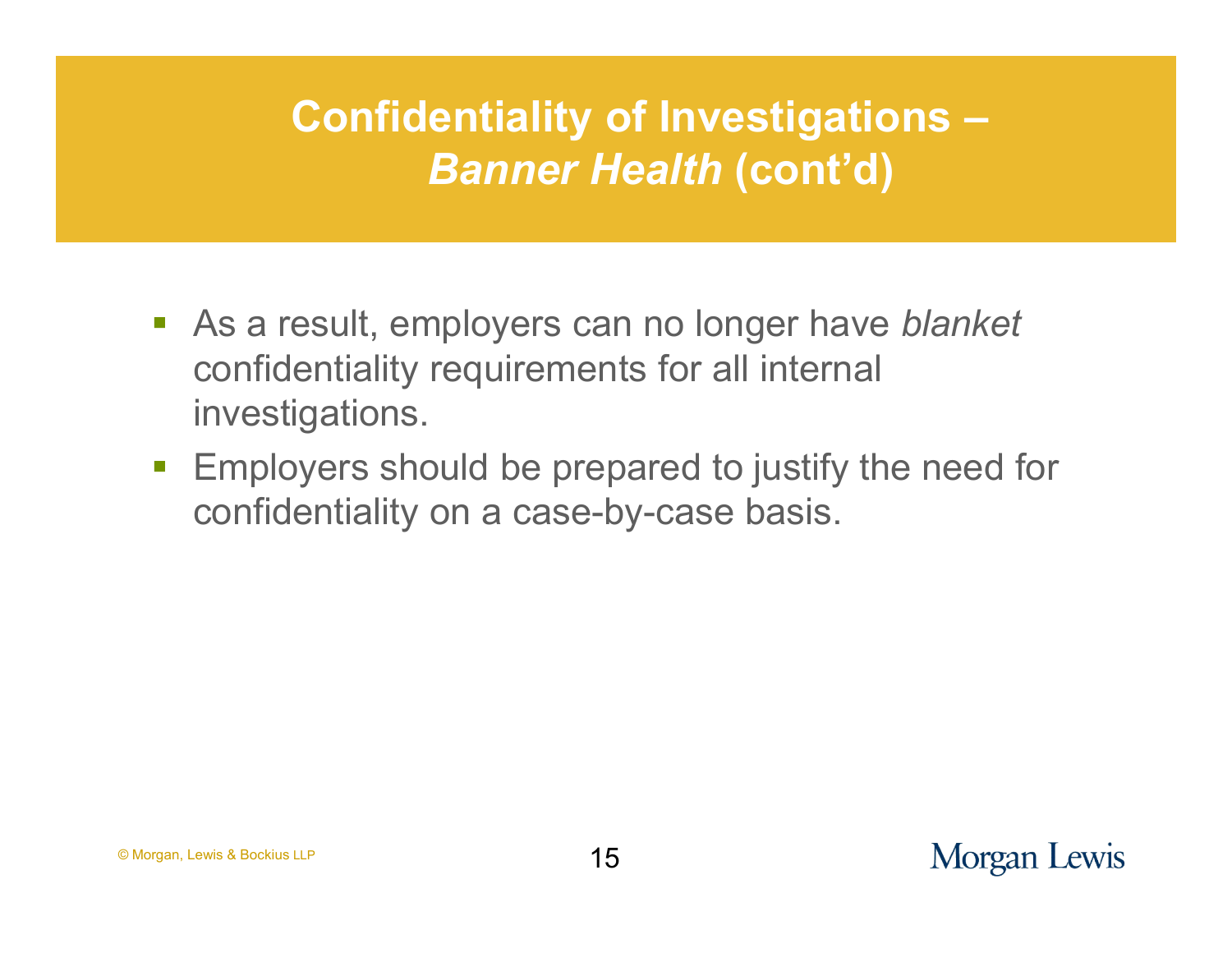# Confidentiality of Investigations – *Banner Health* (cont'd)

- As a result, employers can no longer have *blanket* confidentiality requirements for all internal investigations.
- Employers should be prepared to justify the need for confidentiality on a case-by-case basis.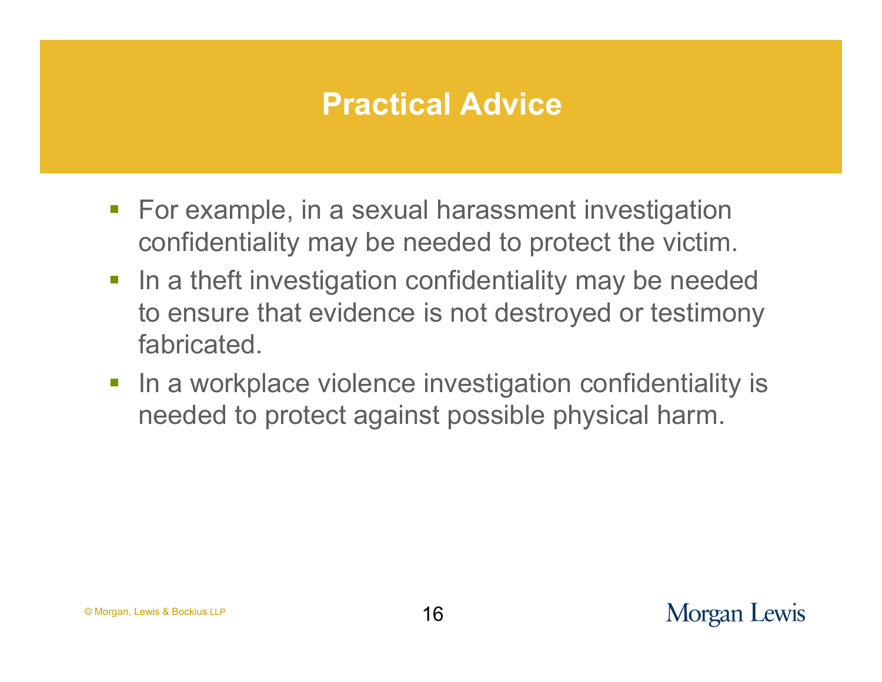# Practical Advice

- For example, in a sexual harassment investigation confidentiality may be needed to protect the victim.
- In a theft investigation confidentiality may be needed to ensure that evidence is not destroyed or testimony fabricated.
- In a workplace violence investigation confidentiality is needed to protect against possible physical harm.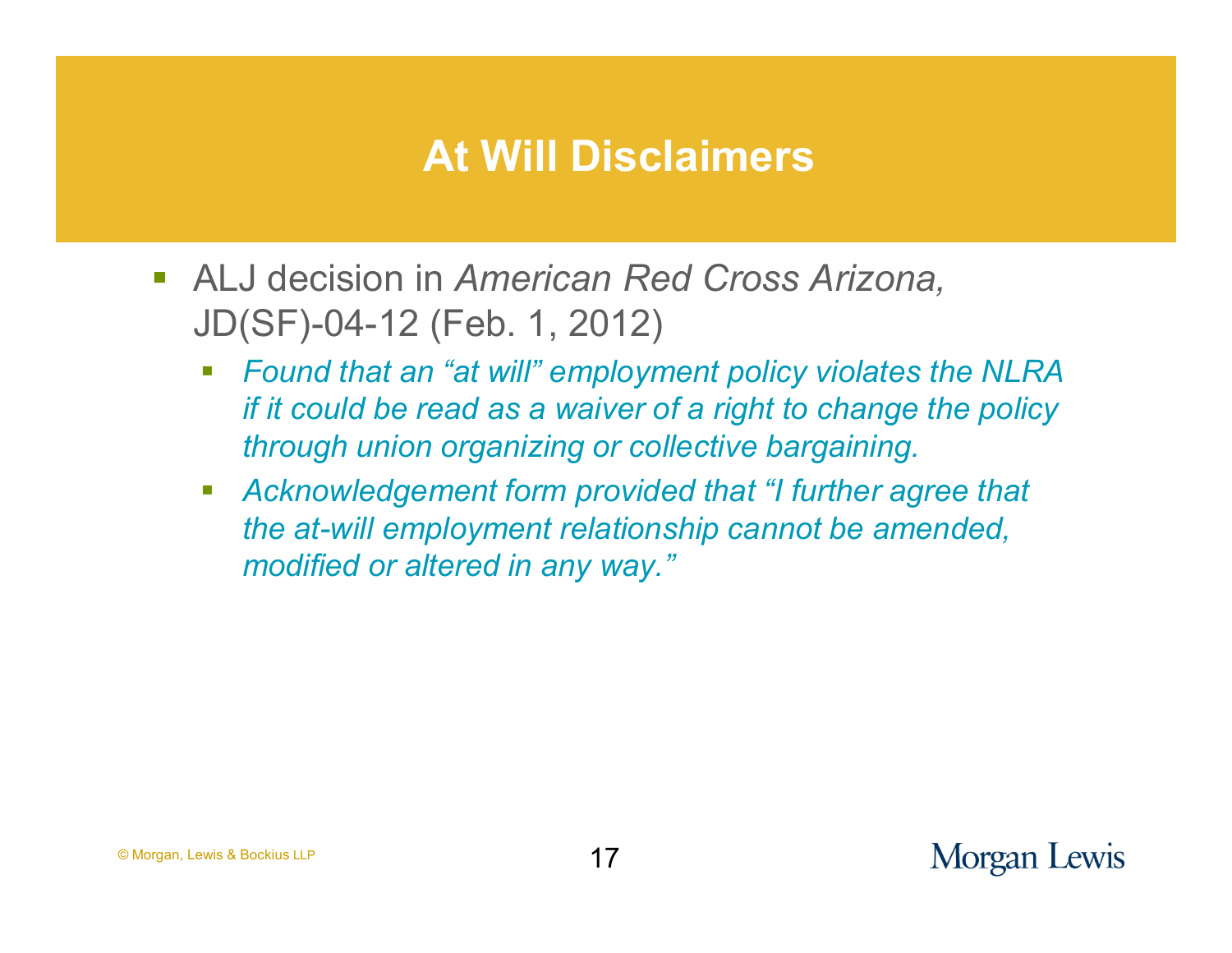# At Will Disclaimers

- ALJ decision in *American Red Cross Arizona,* JD(SF)-04-12 (Feb. 1, 2012)
  - *Found that an "at will" employment policy violates the NLRA if it could be read as a waiver of a right to change the policy through union organizing or collective bargaining.*
  - *Acknowledgement form provided that "I further agree that the at-will employment relationship cannot be amended, modified or altered in any way."*

© Morgan, Lewis & Bockius LLP

Morgan Lewis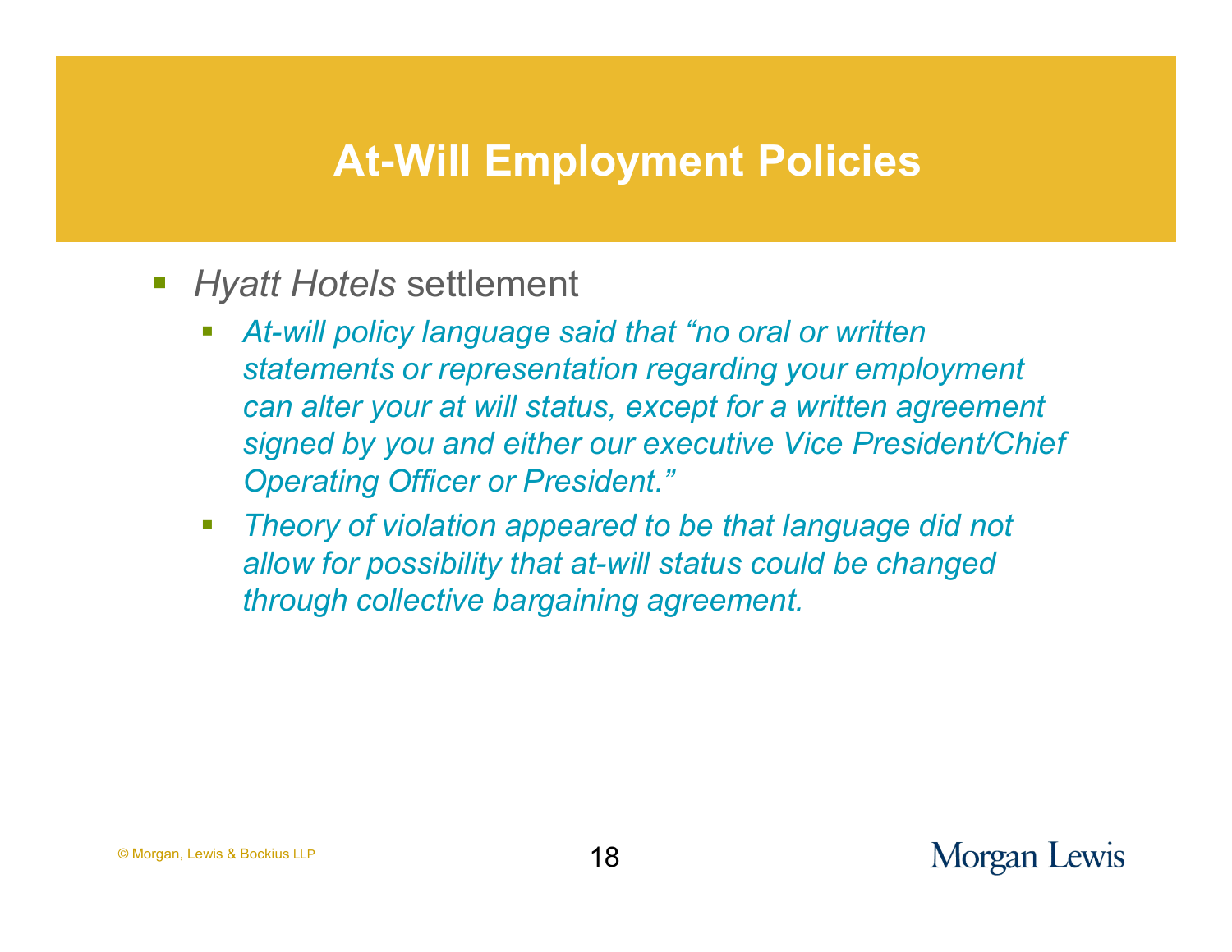# At-Will Employment Policies

- *Hyatt Hotels* settlement
  - *At-will policy language said that "no oral or written statements or representation regarding your employment can alter your at will status, except for a written agreement signed by you and either our executive Vice President/Chief Operating Officer or President."*
  - *Theory of violation appeared to be that language did not allow for possibility that at-will status could be changed through collective bargaining agreement.*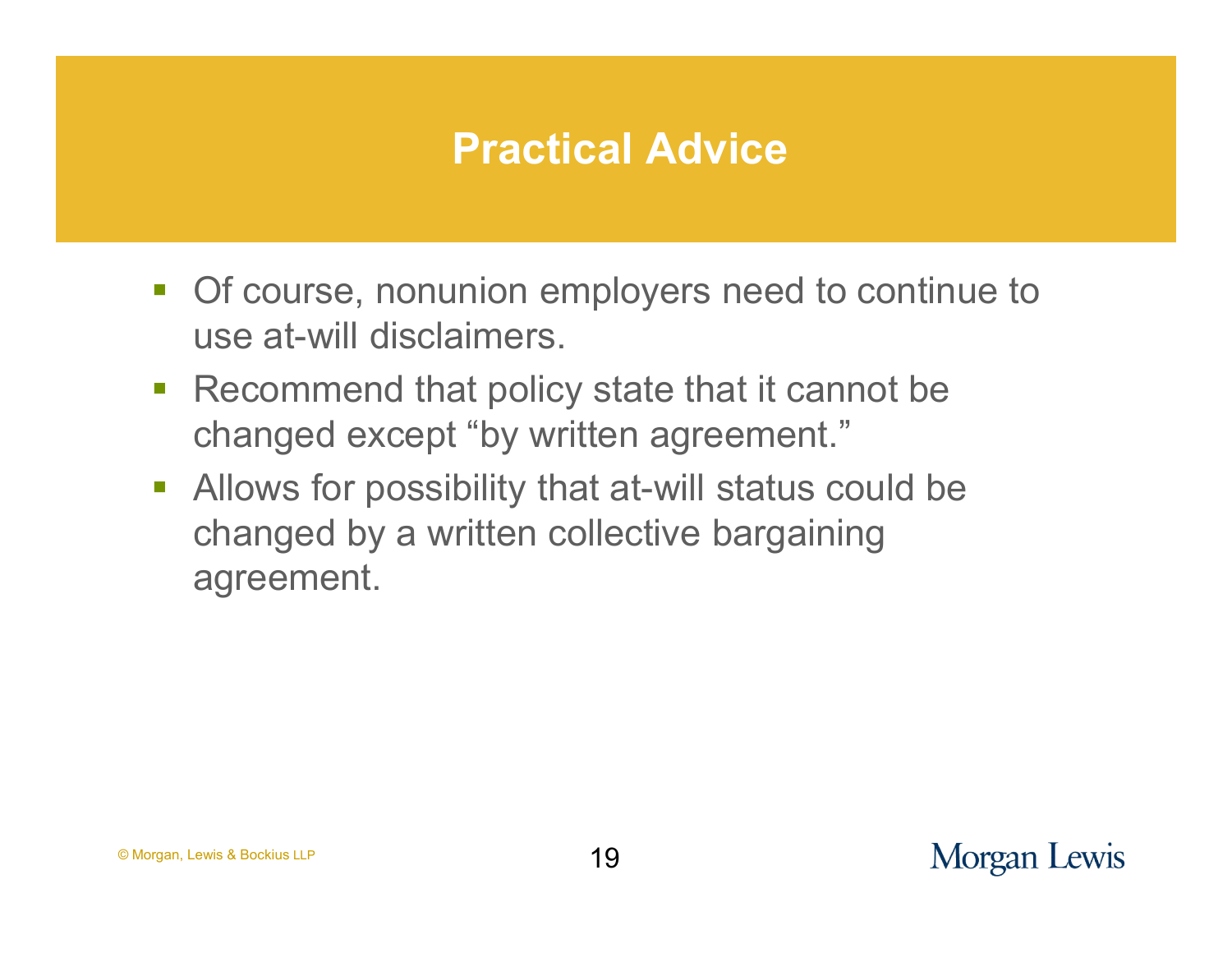# Practical Advice

- Of course, nonunion employers need to continue to use at-will disclaimers.
- Recommend that policy state that it cannot be changed except "by written agreement."
- Allows for possibility that at-will status could be changed by a written collective bargaining agreement.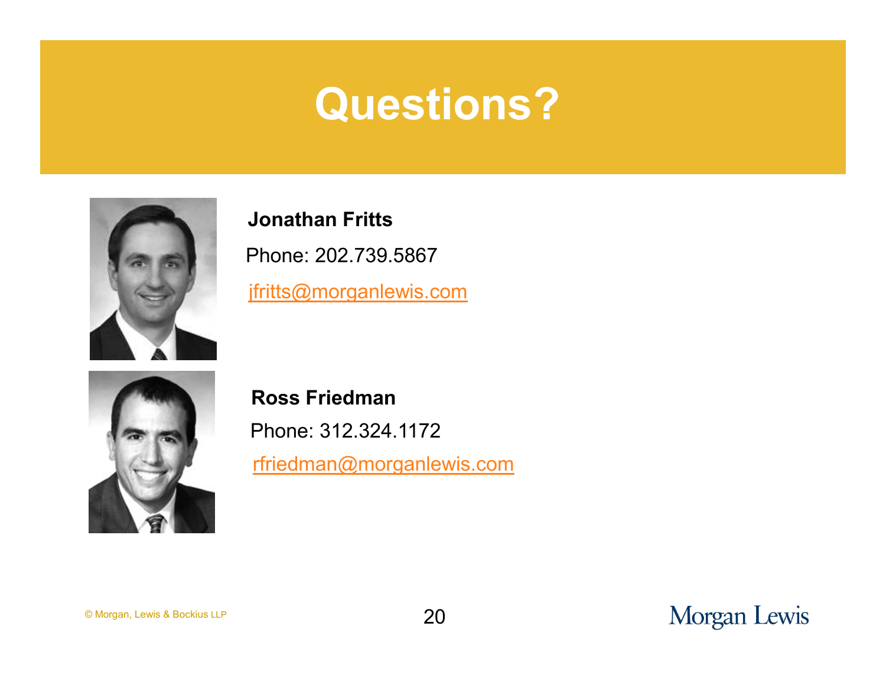# Questions?

**Jonathan Fritts**

Phone: 202.739.5867

jfritts@morganlewis.com

**Ross Friedman**

Phone: 312.324.1172

rfriedman@morganlewis.com